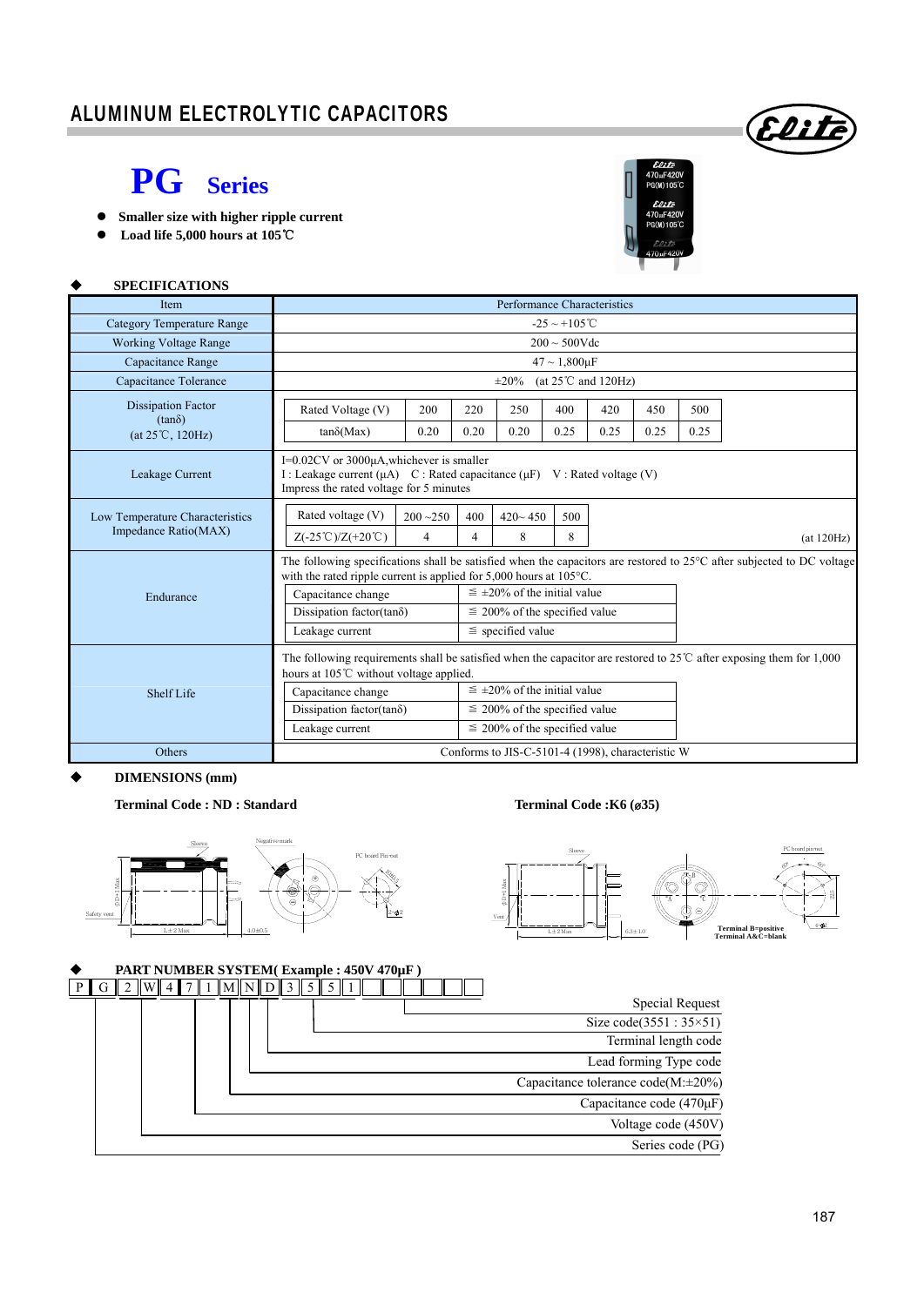# ALUMINUM ELECTROLYTIC CAPACITORS

# PG Series

- Smaller size with higher ripple current
- Load life 5,000 hours at 105℃

## ◆ SPECIFICATIONS

| Item | Performance Characteristics |
|---|---|
| Category Temperature Range | -25 ~ +105℃ |
| Working Voltage Range | 200 ~ 500Vdc |
| Capacitance Range | 47 ~ 1,800μF |
| Capacitance Tolerance | ±20% (at 25℃ and 120Hz) |
| Dissipation Factor (tanδ) (at 25℃, 120Hz) | Rated Voltage (V): 200 / 220 / 250 / 400 / 420 / 450 / 500; tanδ(Max): 0.20 / 0.20 / 0.20 / 0.25 / 0.25 / 0.25 / 0.25 |
| Leakage Current | I=0.02CV or 3000μA,whichever is smaller<br>I : Leakage current (μA) C : Rated capacitance (μF) V : Rated voltage (V)<br>Impress the rated voltage for 5 minutes |
| Low Temperature Characteristics Impedance Ratio(MAX) | Rated voltage (V): 200 ~250 / 400 / 420~ 450 / 500; Z(-25℃)/Z(+20℃): 4 / 4 / 8 / 8 (at 120Hz) |
| Endurance | The following specifications shall be satisfied when the capacitors are restored to 25°C after subjected to DC voltage with the rated ripple current is applied for 5,000 hours at 105°C.<br>Capacitance change: ≦ ±20% of the initial value<br>Dissipation factor(tanδ): ≦ 200% of the specified value<br>Leakage current: ≦ specified value |
| Shelf Life | The following requirements shall be satisfied when the capacitor are restored to 25℃ after exposing them for 1,000 hours at 105℃ without voltage applied.<br>Capacitance change: ≦ ±20% of the initial value<br>Dissipation factor(tanδ): ≦ 200% of the specified value<br>Leakage current: ≦ 200% of the specified value |
| Others | Conforms to JIS-C-5101-4 (1998), characteristic W |

## ◆ DIMENSIONS (mm)

**Terminal Code : ND : Standard**

**Terminal Code :K6 (ø35)**

Terminal B=positive
Terminal A&C=blank

## ◆ PART NUMBER SYSTEM( Example : 450V 470μF )

P G 2 W 4 7 1 M N D 3 5 5 1

- Special Request
- Size code(3551 : 35×51)
- Terminal length code
- Lead forming Type code
- Capacitance tolerance code(M:±20%)
- Capacitance code (470μF)
- Voltage code (450V)
- Series code (PG)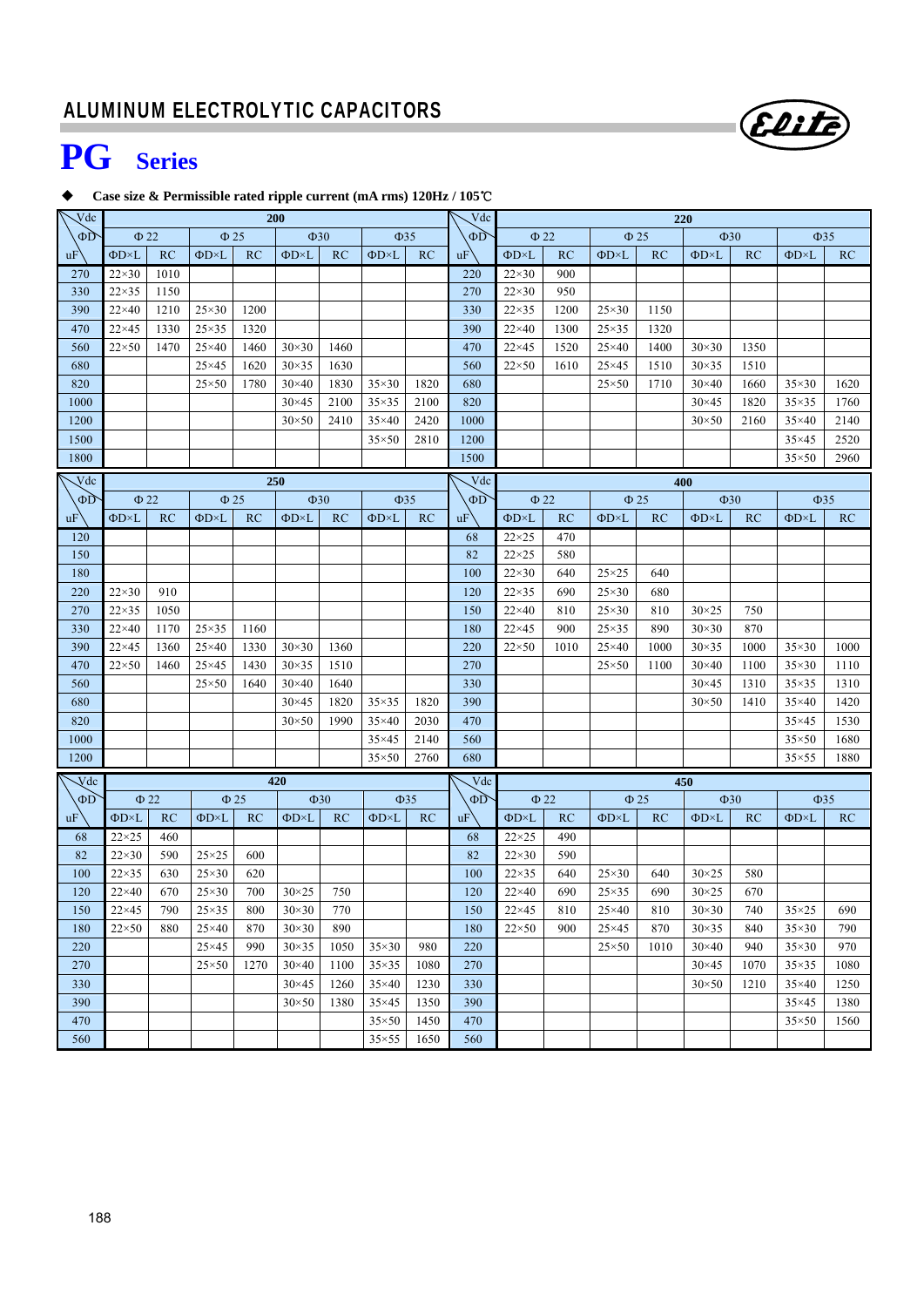## ALUMINUM ELECTROLYTIC CAPACITORS

# PG Series

◆ **Case size & Permissible rated ripple current (mA rms) 120Hz / 105℃**

| Vdc | 200 | | | | | | | | Vdc | 220 | | | | | | | |
|---|---|---|---|---|---|---|---|---|---|---|---|---|---|---|---|---|---|
| ΦD | Φ 22 | | Φ 25 | | Φ30 | | Φ35 | | ΦD | Φ 22 | | Φ 25 | | Φ30 | | Φ35 | |
| uF | ΦD×L | RC | ΦD×L | RC | ΦD×L | RC | ΦD×L | RC | uF | ΦD×L | RC | ΦD×L | RC | ΦD×L | RC | ΦD×L | RC |
| 270 | 22×30 | 1010 | | | | | | | 220 | 22×30 | 900 | | | | | | |
| 330 | 22×35 | 1150 | | | | | | | 270 | 22×30 | 950 | | | | | | |
| 390 | 22×40 | 1210 | 25×30 | 1200 | | | | | 330 | 22×35 | 1200 | 25×30 | 1150 | | | | |
| 470 | 22×45 | 1330 | 25×35 | 1320 | | | | | 390 | 22×40 | 1300 | 25×35 | 1320 | | | | |
| 560 | 22×50 | 1470 | 25×40 | 1460 | 30×30 | 1460 | | | 470 | 22×45 | 1520 | 25×40 | 1400 | 30×30 | 1350 | | |
| 680 | | | 25×45 | 1620 | 30×35 | 1630 | | | 560 | 22×50 | 1610 | 25×45 | 1510 | 30×35 | 1510 | | |
| 820 | | | 25×50 | 1780 | 30×40 | 1830 | 35×30 | 1820 | 680 | | | 25×50 | 1710 | 30×40 | 1660 | 35×30 | 1620 |
| 1000 | | | | | 30×45 | 2100 | 35×35 | 2100 | 820 | | | | | 30×45 | 1820 | 35×35 | 1760 |
| 1200 | | | | | 30×50 | 2410 | 35×40 | 2420 | 1000 | | | | | 30×50 | 2160 | 35×40 | 2140 |
| 1500 | | | | | | | 35×50 | 2810 | 1200 | | | | | | | 35×45 | 2520 |
| 1800 | | | | | | | | | 1500 | | | | | | | 35×50 | 2960 |

| Vdc | 250 | | | | | | | | Vdc | 400 | | | | | | | |
|---|---|---|---|---|---|---|---|---|---|---|---|---|---|---|---|---|---|
| ΦD | Φ 22 | | Φ 25 | | Φ30 | | Φ35 | | ΦD | Φ 22 | | Φ 25 | | Φ30 | | Φ35 | |
| uF | ΦD×L | RC | ΦD×L | RC | ΦD×L | RC | ΦD×L | RC | uF | ΦD×L | RC | ΦD×L | RC | ΦD×L | RC | ΦD×L | RC |
| 120 | | | | | | | | | 68 | 22×25 | 470 | | | | | | |
| 150 | | | | | | | | | 82 | 22×25 | 580 | | | | | | |
| 180 | | | | | | | | | 100 | 22×30 | 640 | 25×25 | 640 | | | | |
| 220 | 22×30 | 910 | | | | | | | 120 | 22×35 | 690 | 25×30 | 680 | | | | |
| 270 | 22×35 | 1050 | | | | | | | 150 | 22×40 | 810 | 25×30 | 810 | 30×25 | 750 | | |
| 330 | 22×40 | 1170 | 25×35 | 1160 | | | | | 180 | 22×45 | 900 | 25×35 | 890 | 30×30 | 870 | | |
| 390 | 22×45 | 1360 | 25×40 | 1330 | 30×30 | 1360 | | | 220 | 22×50 | 1010 | 25×40 | 1000 | 30×35 | 1000 | 35×30 | 1000 |
| 470 | 22×50 | 1460 | 25×45 | 1430 | 30×35 | 1510 | | | 270 | | | 25×50 | 1100 | 30×40 | 1100 | 35×30 | 1110 |
| 560 | | | 25×50 | 1640 | 30×40 | 1640 | | | 330 | | | | | 30×45 | 1310 | 35×35 | 1310 |
| 680 | | | | | 30×45 | 1820 | 35×35 | 1820 | 390 | | | | | 30×50 | 1410 | 35×40 | 1420 |
| 820 | | | | | 30×50 | 1990 | 35×40 | 2030 | 470 | | | | | | | 35×45 | 1530 |
| 1000 | | | | | | | 35×45 | 2140 | 560 | | | | | | | 35×50 | 1680 |
| 1200 | | | | | | | 35×50 | 2760 | 680 | | | | | | | 35×55 | 1880 |

| Vdc | 420 | | | | | | | | Vdc | 450 | | | | | | | |
|---|---|---|---|---|---|---|---|---|---|---|---|---|---|---|---|---|---|
| ΦD | Φ 22 | | Φ 25 | | Φ30 | | Φ35 | | ΦD | Φ 22 | | Φ 25 | | Φ30 | | Φ35 | |
| uF | ΦD×L | RC | ΦD×L | RC | ΦD×L | RC | ΦD×L | RC | uF | ΦD×L | RC | ΦD×L | RC | ΦD×L | RC | ΦD×L | RC |
| 68 | 22×25 | 460 | | | | | | | 68 | 22×25 | 490 | | | | | | |
| 82 | 22×30 | 590 | 25×25 | 600 | | | | | 82 | 22×30 | 590 | | | | | | |
| 100 | 22×35 | 630 | 25×30 | 620 | | | | | 100 | 22×35 | 640 | 25×30 | 640 | 30×25 | 580 | | |
| 120 | 22×40 | 670 | 25×30 | 700 | 30×25 | 750 | | | 120 | 22×40 | 690 | 25×35 | 690 | 30×25 | 670 | | |
| 150 | 22×45 | 790 | 25×35 | 800 | 30×30 | 770 | | | 150 | 22×45 | 810 | 25×40 | 810 | 30×30 | 740 | 35×25 | 690 |
| 180 | 22×50 | 880 | 25×40 | 870 | 30×30 | 890 | | | 180 | 22×50 | 900 | 25×45 | 870 | 30×35 | 840 | 35×30 | 790 |
| 220 | | | 25×45 | 990 | 30×35 | 1050 | 35×30 | 980 | 220 | | | 25×50 | 1010 | 30×40 | 940 | 35×30 | 970 |
| 270 | | | 25×50 | 1270 | 30×40 | 1100 | 35×35 | 1080 | 270 | | | | | 30×45 | 1070 | 35×35 | 1080 |
| 330 | | | | | 30×45 | 1260 | 35×40 | 1230 | 330 | | | | | 30×50 | 1210 | 35×40 | 1250 |
| 390 | | | | | 30×50 | 1380 | 35×45 | 1350 | 390 | | | | | | | 35×45 | 1380 |
| 470 | | | | | | | 35×50 | 1450 | 470 | | | | | | | 35×50 | 1560 |
| 560 | | | | | | | 35×55 | 1650 | 560 | | | | | | | | |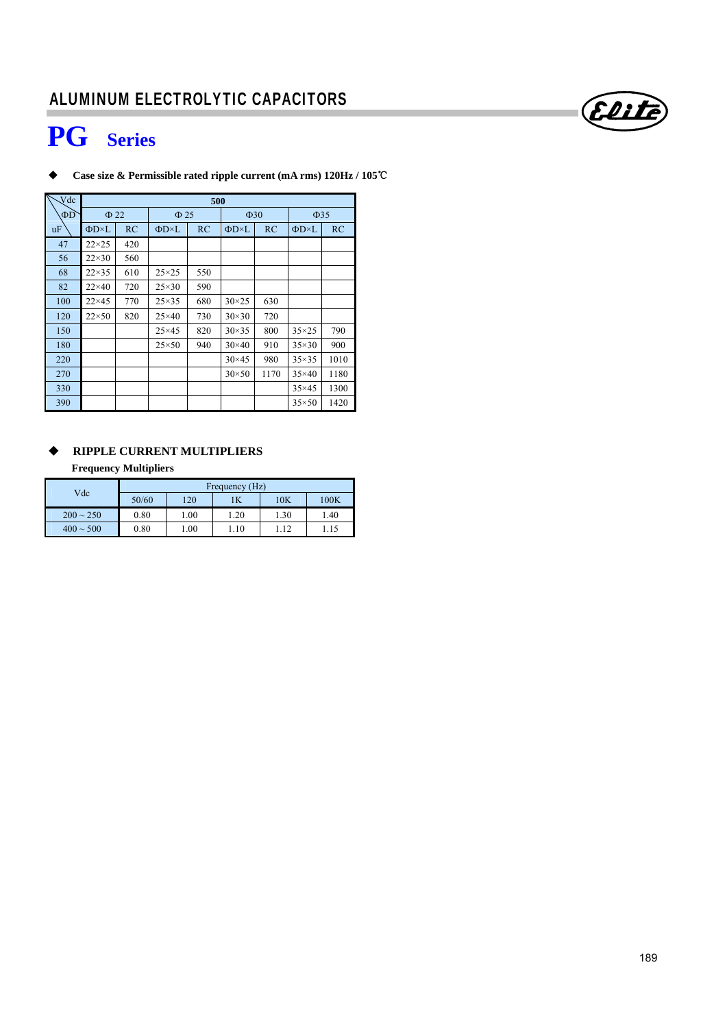## ALUMINUM ELECTROLYTIC CAPACITORS

# PG Series

◆ **Case size & Permissible rated ripple current (mA rms) 120Hz / 105℃**

| Vdc / ΦD / uF | 500 | | | | | | | |
|---|---|---|---|---|---|---|---|---|
| | Φ 22 | | Φ 25 | | Φ30 | | Φ35 | |
| | ΦD×L | RC | ΦD×L | RC | ΦD×L | RC | ΦD×L | RC |
| 47 | 22×25 | 420 | | | | | | |
| 56 | 22×30 | 560 | | | | | | |
| 68 | 22×35 | 610 | 25×25 | 550 | | | | |
| 82 | 22×40 | 720 | 25×30 | 590 | | | | |
| 100 | 22×45 | 770 | 25×35 | 680 | 30×25 | 630 | | |
| 120 | 22×50 | 820 | 25×40 | 730 | 30×30 | 720 | | |
| 150 | | | 25×45 | 820 | 30×35 | 800 | 35×25 | 790 |
| 180 | | | 25×50 | 940 | 30×40 | 910 | 35×30 | 900 |
| 220 | | | | | 30×45 | 980 | 35×35 | 1010 |
| 270 | | | | | 30×50 | 1170 | 35×40 | 1180 |
| 330 | | | | | | | 35×45 | 1300 |
| 390 | | | | | | | 35×50 | 1420 |

◆ **RIPPLE CURRENT MULTIPLIERS**

**Frequency Multipliers**

| Vdc | Frequency (Hz) | | | | |
|---|---|---|---|---|---|
| | 50/60 | 120 | 1K | 10K | 100K |
| 200 ~ 250 | 0.80 | 1.00 | 1.20 | 1.30 | 1.40 |
| 400 ~ 500 | 0.80 | 1.00 | 1.10 | 1.12 | 1.15 |